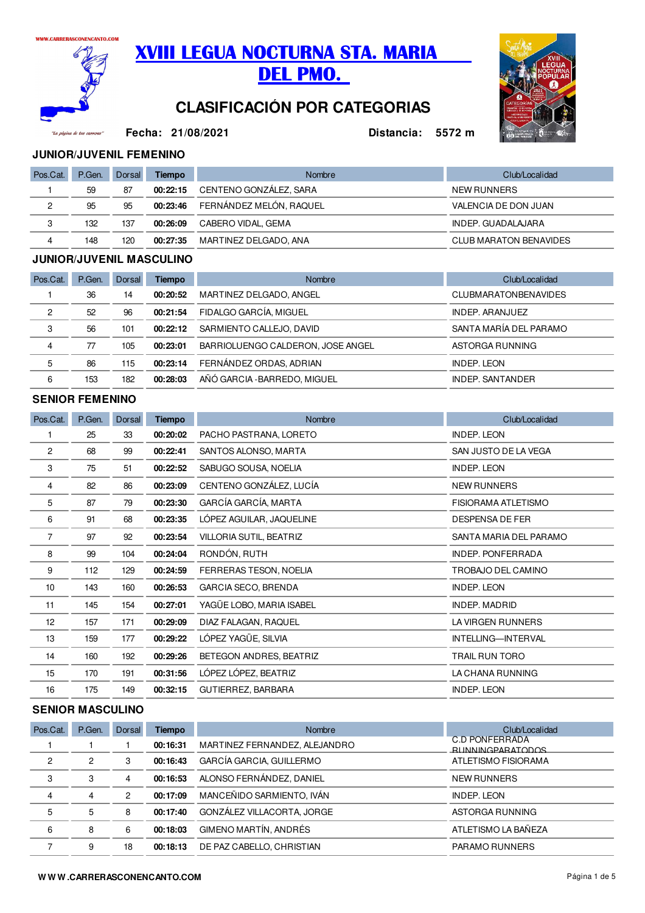# XVIII LEGUA NOCTURNA STA. MARIA DEL PMO.

## CLASIFICACIÓN POR CATEGORIAS

**Fecha: 21/08/2021** **Distancia: 5572 m**

### JUNIOR/JUVENIL FEMENINO

| Pos.Cat. | P.Gen. | Dorsal | Tiempo | Nombre | Club/Localidad |
|---|---|---|---|---|---|
| 1 | 59 | 87 | 00:22:15 | CENTENO GONZÁLEZ, SARA | NEW RUNNERS |
| 2 | 95 | 95 | 00:23:46 | FERNÁNDEZ MELÓN, RAQUEL | VALENCIA DE DON JUAN |
| 3 | 132 | 137 | 00:26:09 | CABERO VIDAL, GEMA | INDEP. GUADALAJARA |
| 4 | 148 | 120 | 00:27:35 | MARTINEZ DELGADO, ANA | CLUB MARATON BENAVIDES |

### JUNIOR/JUVENIL MASCULINO

| Pos.Cat. | P.Gen. | Dorsal | Tiempo | Nombre | Club/Localidad |
|---|---|---|---|---|---|
| 1 | 36 | 14 | 00:20:52 | MARTINEZ DELGADO, ANGEL | CLUBMARATONBENAVIDES |
| 2 | 52 | 96 | 00:21:54 | FIDALGO GARCÍA, MIGUEL | INDEP. ARANJUEZ |
| 3 | 56 | 101 | 00:22:12 | SARMIENTO CALLEJO, DAVID | SANTA MARÍA DEL PARAMO |
| 4 | 77 | 105 | 00:23:01 | BARRIOLUENGO CALDERON, JOSE ANGEL | ASTORGA RUNNING |
| 5 | 86 | 115 | 00:23:14 | FERNÁNDEZ ORDAS, ADRIAN | INDEP. LEON |
| 6 | 153 | 182 | 00:28:03 | AÑÓ GARCIA -BARREDO, MIGUEL | INDEP. SANTANDER |

### SENIOR FEMENINO

| Pos.Cat. | P.Gen. | Dorsal | Tiempo | Nombre | Club/Localidad |
|---|---|---|---|---|---|
| 1 | 25 | 33 | 00:20:02 | PACHO PASTRANA, LORETO | INDEP. LEON |
| 2 | 68 | 99 | 00:22:41 | SANTOS ALONSO, MARTA | SAN JUSTO DE LA VEGA |
| 3 | 75 | 51 | 00:22:52 | SABUGO SOUSA, NOELIA | INDEP. LEON |
| 4 | 82 | 86 | 00:23:09 | CENTENO GONZÁLEZ, LUCÍA | NEW RUNNERS |
| 5 | 87 | 79 | 00:23:30 | GARCÍA GARCÍA, MARTA | FISIORAMA ATLETISMO |
| 6 | 91 | 68 | 00:23:35 | LÓPEZ AGUILAR, JAQUELINE | DESPENSA DE FER |
| 7 | 97 | 92 | 00:23:54 | VILLORIA SUTIL, BEATRIZ | SANTA MARIA DEL PARAMO |
| 8 | 99 | 104 | 00:24:04 | RONDÓN, RUTH | INDEP. PONFERRADA |
| 9 | 112 | 129 | 00:24:59 | FERRERAS TESON, NOELIA | TROBAJO DEL CAMINO |
| 10 | 143 | 160 | 00:26:53 | GARCIA SECO, BRENDA | INDEP. LEON |
| 11 | 145 | 154 | 00:27:01 | YAGÜE LOBO, MARIA ISABEL | INDEP. MADRID |
| 12 | 157 | 171 | 00:29:09 | DIAZ FALAGAN, RAQUEL | LA VIRGEN RUNNERS |
| 13 | 159 | 177 | 00:29:22 | LÓPEZ YAGÜE, SILVIA | INTELLING—INTERVAL |
| 14 | 160 | 192 | 00:29:26 | BETEGON ANDRES, BEATRIZ | TRAIL RUN TORO |
| 15 | 170 | 191 | 00:31:56 | LÓPEZ LÓPEZ, BEATRIZ | LA CHANA RUNNING |
| 16 | 175 | 149 | 00:32:15 | GUTIERREZ, BARBARA | INDEP. LEON |

### SENIOR MASCULINO

| Pos.Cat. | P.Gen. | Dorsal | Tiempo | Nombre | Club/Localidad |
|---|---|---|---|---|---|
| 1 | 1 | 1 | 00:16:31 | MARTINEZ FERNANDEZ, ALEJANDRO | C.D PONFERRADA RUNNINGPARATODOS |
| 2 | 2 | 3 | 00:16:43 | GARCÍA GARCIA, GUILLERMO | ATLETISMO FISIORAMA |
| 3 | 3 | 4 | 00:16:53 | ALONSO FERNÁNDEZ, DANIEL | NEW RUNNERS |
| 4 | 4 | 2 | 00:17:09 | MANCEÑIDO SARMIENTO, IVÁN | INDEP. LEON |
| 5 | 5 | 8 | 00:17:40 | GONZÁLEZ VILLACORTA, JORGE | ASTORGA RUNNING |
| 6 | 8 | 6 | 00:18:03 | GIMENO MARTÍN, ANDRÉS | ATLETISMO LA BAÑEZA |
| 7 | 9 | 18 | 00:18:13 | DE PAZ CABELLO, CHRISTIAN | PARAMO RUNNERS |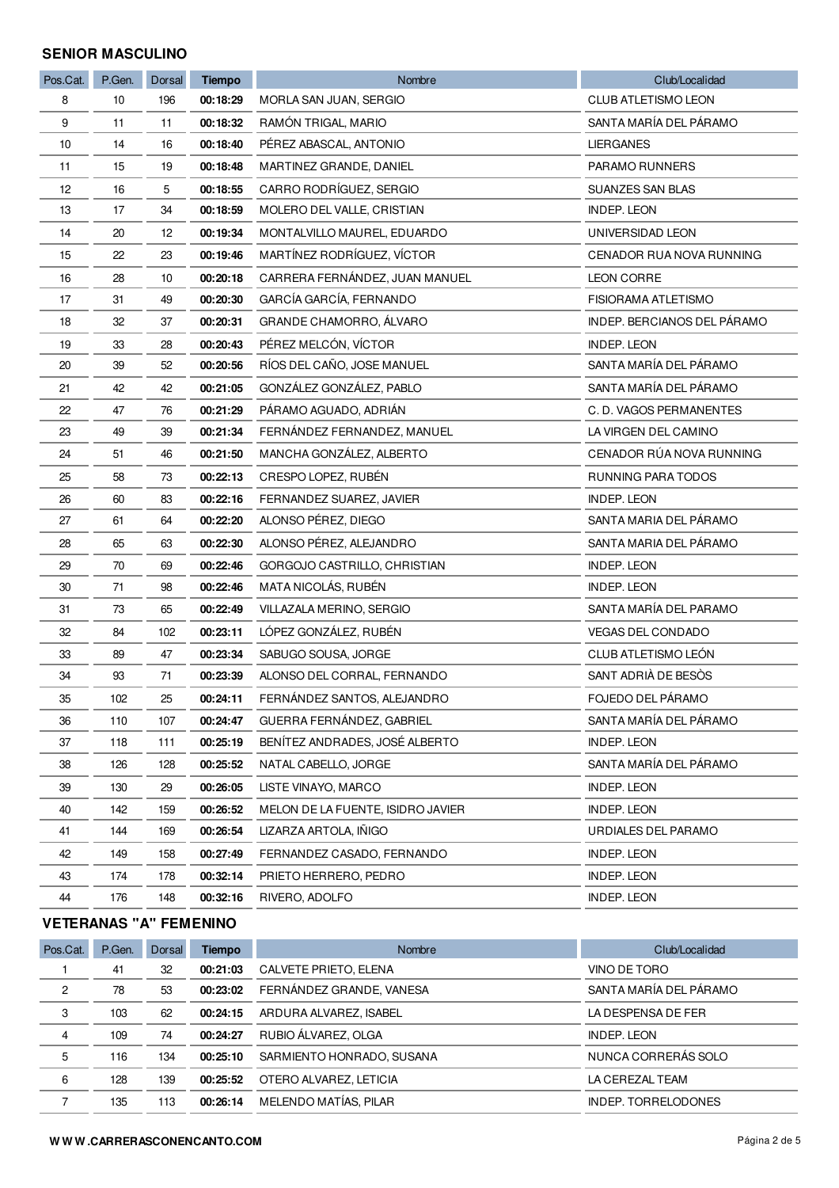## SENIOR MASCULINO

| Pos.Cat. | P.Gen. | Dorsal | Tiempo | Nombre | Club/Localidad |
|---|---|---|---|---|---|
| 8 | 10 | 196 | **00:18:29** | MORLA SAN JUAN, SERGIO | CLUB ATLETISMO LEON |
| 9 | 11 | 11 | **00:18:32** | RAMÓN TRIGAL, MARIO | SANTA MARÍA DEL PÁRAMO |
| 10 | 14 | 16 | **00:18:40** | PÉREZ ABASCAL, ANTONIO | LIERGANES |
| 11 | 15 | 19 | **00:18:48** | MARTINEZ GRANDE, DANIEL | PARAMO RUNNERS |
| 12 | 16 | 5 | **00:18:55** | CARRO RODRÍGUEZ, SERGIO | SUANZES SAN BLAS |
| 13 | 17 | 34 | **00:18:59** | MOLERO DEL VALLE, CRISTIAN | INDEP. LEON |
| 14 | 20 | 12 | **00:19:34** | MONTALVILLO MAUREL, EDUARDO | UNIVERSIDAD LEON |
| 15 | 22 | 23 | **00:19:46** | MARTÍNEZ RODRÍGUEZ, VÍCTOR | CENADOR RUA NOVA RUNNING |
| 16 | 28 | 10 | **00:20:18** | CARRERA FERNÁNDEZ, JUAN MANUEL | LEON CORRE |
| 17 | 31 | 49 | **00:20:30** | GARCÍA GARCÍA, FERNANDO | FISIORAMA ATLETISMO |
| 18 | 32 | 37 | **00:20:31** | GRANDE CHAMORRO, ÁLVARO | INDEP. BERCIANOS DEL PÁRAMO |
| 19 | 33 | 28 | **00:20:43** | PÉREZ MELCÓN, VÍCTOR | INDEP. LEON |
| 20 | 39 | 52 | **00:20:56** | RÍOS DEL CAÑO, JOSE MANUEL | SANTA MARÍA DEL PÁRAMO |
| 21 | 42 | 42 | **00:21:05** | GONZÁLEZ GONZÁLEZ, PABLO | SANTA MARÍA DEL PÁRAMO |
| 22 | 47 | 76 | **00:21:29** | PÁRAMO AGUADO, ADRIÁN | C. D. VAGOS PERMANENTES |
| 23 | 49 | 39 | **00:21:34** | FERNÁNDEZ FERNANDEZ, MANUEL | LA VIRGEN DEL CAMINO |
| 24 | 51 | 46 | **00:21:50** | MANCHA GONZÁLEZ, ALBERTO | CENADOR RÚA NOVA RUNNING |
| 25 | 58 | 73 | **00:22:13** | CRESPO LOPEZ, RUBÉN | RUNNING PARA TODOS |
| 26 | 60 | 83 | **00:22:16** | FERNANDEZ SUAREZ, JAVIER | INDEP. LEON |
| 27 | 61 | 64 | **00:22:20** | ALONSO PÉREZ, DIEGO | SANTA MARIA DEL PÁRAMO |
| 28 | 65 | 63 | **00:22:30** | ALONSO PÉREZ, ALEJANDRO | SANTA MARIA DEL PÁRAMO |
| 29 | 70 | 69 | **00:22:46** | GORGOJO CASTRILLO, CHRISTIAN | INDEP. LEON |
| 30 | 71 | 98 | **00:22:46** | MATA NICOLÁS, RUBÉN | INDEP. LEON |
| 31 | 73 | 65 | **00:22:49** | VILLAZALA MERINO, SERGIO | SANTA MARÍA DEL PARAMO |
| 32 | 84 | 102 | **00:23:11** | LÓPEZ GONZÁLEZ, RUBÉN | VEGAS DEL CONDADO |
| 33 | 89 | 47 | **00:23:34** | SABUGO SOUSA, JORGE | CLUB ATLETISMO LEÓN |
| 34 | 93 | 71 | **00:23:39** | ALONSO DEL CORRAL, FERNANDO | SANT ADRIÀ DE BESÒS |
| 35 | 102 | 25 | **00:24:11** | FERNÁNDEZ SANTOS, ALEJANDRO | FOJEDO DEL PÁRAMO |
| 36 | 110 | 107 | **00:24:47** | GUERRA FERNÁNDEZ, GABRIEL | SANTA MARÍA DEL PÁRAMO |
| 37 | 118 | 111 | **00:25:19** | BENÍTEZ ANDRADES, JOSÉ ALBERTO | INDEP. LEON |
| 38 | 126 | 128 | **00:25:52** | NATAL CABELLO, JORGE | SANTA MARÍA DEL PÁRAMO |
| 39 | 130 | 29 | **00:26:05** | LISTE VINAYO, MARCO | INDEP. LEON |
| 40 | 142 | 159 | **00:26:52** | MELON DE LA FUENTE, ISIDRO JAVIER | INDEP. LEON |
| 41 | 144 | 169 | **00:26:54** | LIZARZA ARTOLA, IÑIGO | URDIALES DEL PARAMO |
| 42 | 149 | 158 | **00:27:49** | FERNANDEZ CASADO, FERNANDO | INDEP. LEON |
| 43 | 174 | 178 | **00:32:14** | PRIETO HERRERO, PEDRO | INDEP. LEON |
| 44 | 176 | 148 | **00:32:16** | RIVERO, ADOLFO | INDEP. LEON |

## VETERANAS "A" FEMENINO

| Pos.Cat. | P.Gen. | Dorsal | Tiempo | Nombre | Club/Localidad |
|---|---|---|---|---|---|
| 1 | 41 | 32 | **00:21:03** | CALVETE PRIETO, ELENA | VINO DE TORO |
| 2 | 78 | 53 | **00:23:02** | FERNÁNDEZ GRANDE, VANESA | SANTA MARÍA DEL PÁRAMO |
| 3 | 103 | 62 | **00:24:15** | ARDURA ALVAREZ, ISABEL | LA DESPENSA DE FER |
| 4 | 109 | 74 | **00:24:27** | RUBIO ÁLVAREZ, OLGA | INDEP. LEON |
| 5 | 116 | 134 | **00:25:10** | SARMIENTO HONRADO, SUSANA | NUNCA CORRERÁS SOLO |
| 6 | 128 | 139 | **00:25:52** | OTERO ALVAREZ, LETICIA | LA CEREZAL TEAM |
| 7 | 135 | 113 | **00:26:14** | MELENDO MATÍAS, PILAR | INDEP. TORRELODONES |

**WWW.CARRERASCONENCANTO.COM**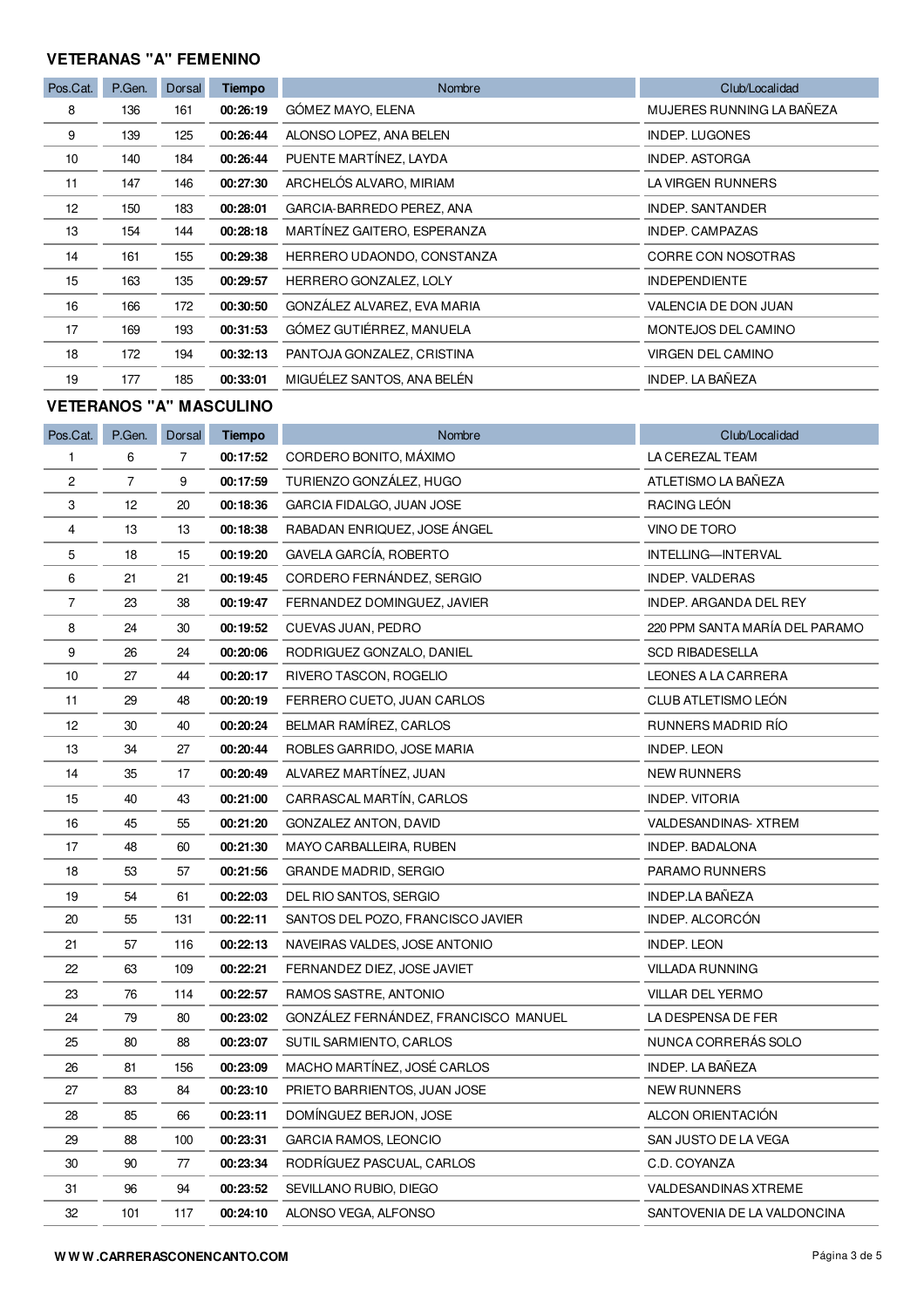### VETERANAS "A" FEMENINO

| Pos.Cat. | P.Gen. | Dorsal | Tiempo | Nombre | Club/Localidad |
|---|---|---|---|---|---|
| 8 | 136 | 161 | **00:26:19** | GÓMEZ MAYO, ELENA | MUJERES RUNNING LA BAÑEZA |
| 9 | 139 | 125 | **00:26:44** | ALONSO LOPEZ, ANA BELEN | INDEP. LUGONES |
| 10 | 140 | 184 | **00:26:44** | PUENTE MARTÍNEZ, LAYDA | INDEP. ASTORGA |
| 11 | 147 | 146 | **00:27:30** | ARCHELÓS ALVARO, MIRIAM | LA VIRGEN RUNNERS |
| 12 | 150 | 183 | **00:28:01** | GARCIA-BARREDO PEREZ, ANA | INDEP. SANTANDER |
| 13 | 154 | 144 | **00:28:18** | MARTÍNEZ GAITERO, ESPERANZA | INDEP. CAMPAZAS |
| 14 | 161 | 155 | **00:29:38** | HERRERO UDAONDO, CONSTANZA | CORRE CON NOSOTRAS |
| 15 | 163 | 135 | **00:29:57** | HERRERO GONZALEZ, LOLY | INDEPENDIENTE |
| 16 | 166 | 172 | **00:30:50** | GONZÁLEZ ALVAREZ, EVA MARIA | VALENCIA DE DON JUAN |
| 17 | 169 | 193 | **00:31:53** | GÓMEZ GUTIÉRREZ, MANUELA | MONTEJOS DEL CAMINO |
| 18 | 172 | 194 | **00:32:13** | PANTOJA GONZALEZ, CRISTINA | VIRGEN DEL CAMINO |
| 19 | 177 | 185 | **00:33:01** | MIGUÉLEZ SANTOS, ANA BELÉN | INDEP. LA BAÑEZA |

### VETERANOS "A" MASCULINO

| Pos.Cat. | P.Gen. | Dorsal | Tiempo | Nombre | Club/Localidad |
|---|---|---|---|---|---|
| 1 | 6 | 7 | **00:17:52** | CORDERO BONITO, MÁXIMO | LA CEREZAL TEAM |
| 2 | 7 | 9 | **00:17:59** | TURIENZO GONZÁLEZ, HUGO | ATLETISMO LA BAÑEZA |
| 3 | 12 | 20 | **00:18:36** | GARCIA FIDALGO, JUAN JOSE | RACING LEÓN |
| 4 | 13 | 13 | **00:18:38** | RABADAN ENRIQUEZ, JOSÉ ÁNGEL | VINO DE TORO |
| 5 | 18 | 15 | **00:19:20** | GAVELA GARCÍA, ROBERTO | INTELLING—INTERVAL |
| 6 | 21 | 21 | **00:19:45** | CORDERO FERNÁNDEZ, SERGIO | INDEP. VALDERAS |
| 7 | 23 | 38 | **00:19:47** | FERNANDEZ DOMINGUEZ, JAVIER | INDEP. ARGANDA DEL REY |
| 8 | 24 | 30 | **00:19:52** | CUEVAS JUAN, PEDRO | 220 PPM SANTA MARÍA DEL PARAMO |
| 9 | 26 | 24 | **00:20:06** | RODRIGUEZ GONZALO, DANIEL | SCD RIBADESELLA |
| 10 | 27 | 44 | **00:20:17** | RIVERO TASCON, ROGELIO | LEONES A LA CARRERA |
| 11 | 29 | 48 | **00:20:19** | FERRERO CUETO, JUAN CARLOS | CLUB ATLETISMO LEÓN |
| 12 | 30 | 40 | **00:20:24** | BELMAR RAMÍREZ, CARLOS | RUNNERS MADRID RÍO |
| 13 | 34 | 27 | **00:20:44** | ROBLES GARRIDO, JOSE MARIA | INDEP. LEON |
| 14 | 35 | 17 | **00:20:49** | ALVAREZ MARTÍNEZ, JUAN | NEW RUNNERS |
| 15 | 40 | 43 | **00:21:00** | CARRASCAL MARTÍN, CARLOS | INDEP. VITORIA |
| 16 | 45 | 55 | **00:21:20** | GONZALEZ ANTON, DAVID | VALDESANDINAS- XTREM |
| 17 | 48 | 60 | **00:21:30** | MAYO CARBALLEIRA, RUBEN | INDEP. BADALONA |
| 18 | 53 | 57 | **00:21:56** | GRANDE MADRID, SERGIO | PARAMO RUNNERS |
| 19 | 54 | 61 | **00:22:03** | DEL RIO SANTOS, SERGIO | INDEP.LA BAÑEZA |
| 20 | 55 | 131 | **00:22:11** | SANTOS DEL POZO, FRANCISCO JAVIER | INDEP. ALCORCÓN |
| 21 | 57 | 116 | **00:22:13** | NAVEIRAS VALDES, JOSE ANTONIO | INDEP. LEON |
| 22 | 63 | 109 | **00:22:21** | FERNANDEZ DIEZ, JOSE JAVIET | VILLADA RUNNING |
| 23 | 76 | 114 | **00:22:57** | RAMOS SASTRE, ANTONIO | VILLAR DEL YERMO |
| 24 | 79 | 80 | **00:23:02** | GONZÁLEZ FERNÁNDEZ, FRANCISCO MANUEL | LA DESPENSA DE FER |
| 25 | 80 | 88 | **00:23:07** | SUTIL SARMIENTO, CARLOS | NUNCA CORRERÁS SOLO |
| 26 | 81 | 156 | **00:23:09** | MACHO MARTÍNEZ, JOSÉ CARLOS | INDEP. LA BAÑEZA |
| 27 | 83 | 84 | **00:23:10** | PRIETO BARRIENTOS, JUAN JOSE | NEW RUNNERS |
| 28 | 85 | 66 | **00:23:11** | DOMÍNGUEZ BERJON, JOSE | ALCON ORIENTACIÓN |
| 29 | 88 | 100 | **00:23:31** | GARCIA RAMOS, LEONCIO | SAN JUSTO DE LA VEGA |
| 30 | 90 | 77 | **00:23:34** | RODRÍGUEZ PASCUAL, CARLOS | C.D. COYANZA |
| 31 | 96 | 94 | **00:23:52** | SEVILLANO RUBIO, DIEGO | VALDESANDINAS XTREME |
| 32 | 101 | 117 | **00:24:10** | ALONSO VEGA, ALFONSO | SANTOVENIA DE LA VALDONCINA |

**WWW.CARRERASCONENCANTO.COM**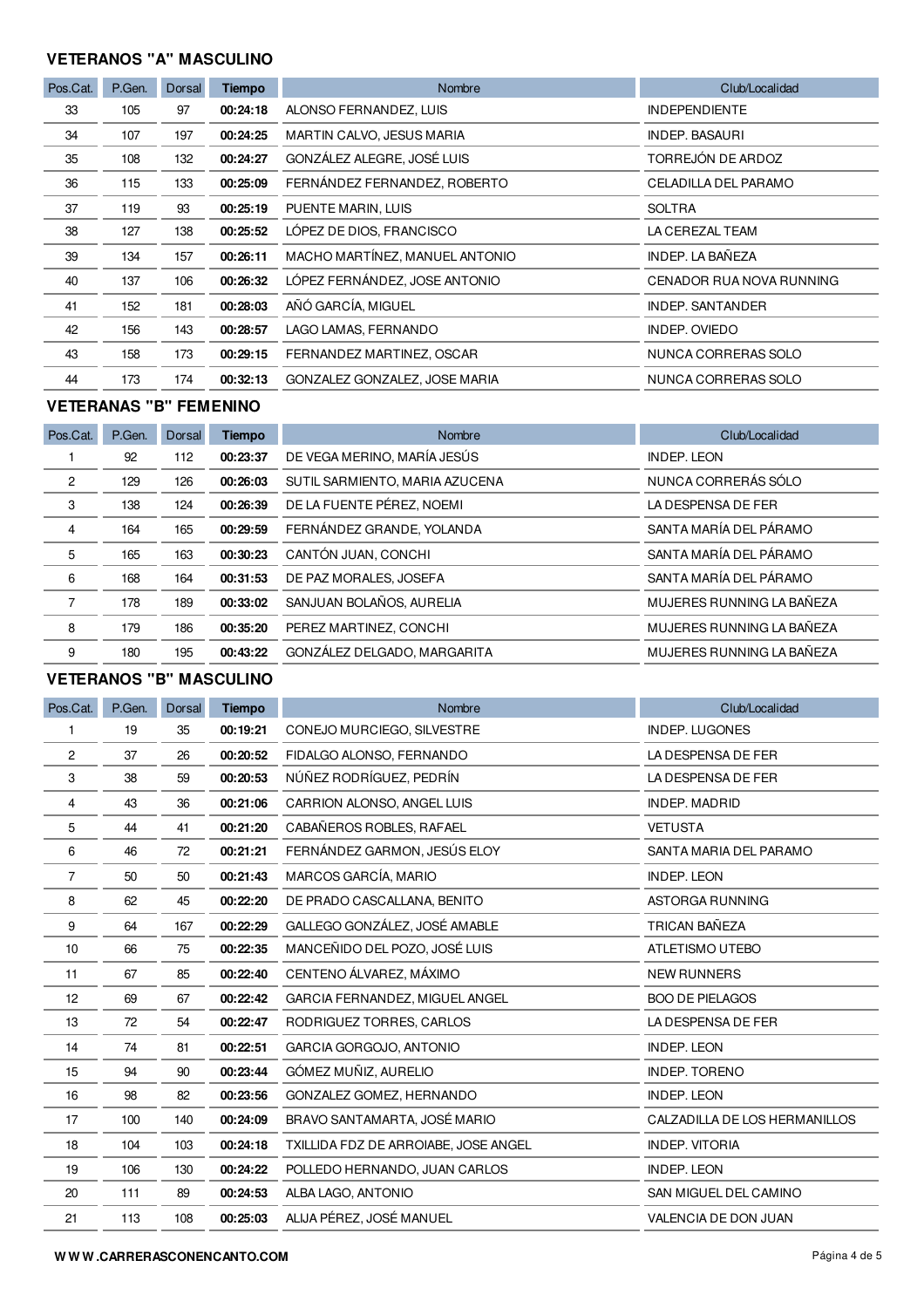## VETERANOS "A" MASCULINO

| Pos.Cat. | P.Gen. | Dorsal | Tiempo | Nombre | Club/Localidad |
|---|---|---|---|---|---|
| 33 | 105 | 97 | **00:24:18** | ALONSO FERNANDEZ, LUIS | INDEPENDIENTE |
| 34 | 107 | 197 | **00:24:25** | MARTIN CALVO, JESUS MARIA | INDEP. BASAURI |
| 35 | 108 | 132 | **00:24:27** | GONZÁLEZ ALEGRE, JOSÉ LUIS | TORREJÓN DE ARDOZ |
| 36 | 115 | 133 | **00:25:09** | FERNÁNDEZ FERNANDEZ, ROBERTO | CELADILLA DEL PARAMO |
| 37 | 119 | 93 | **00:25:19** | PUENTE MARIN, LUIS | SOLTRA |
| 38 | 127 | 138 | **00:25:52** | LÓPEZ DE DIOS, FRANCISCO | LA CEREZAL TEAM |
| 39 | 134 | 157 | **00:26:11** | MACHO MARTÍNEZ, MANUEL ANTONIO | INDEP. LA BAÑEZA |
| 40 | 137 | 106 | **00:26:32** | LÓPEZ FERNÁNDEZ, JOSE ANTONIO | CENADOR RUA NOVA RUNNING |
| 41 | 152 | 181 | **00:28:03** | AÑÓ GARCÍA, MIGUEL | INDEP. SANTANDER |
| 42 | 156 | 143 | **00:28:57** | LAGO LAMAS, FERNANDO | INDEP. OVIEDO |
| 43 | 158 | 173 | **00:29:15** | FERNANDEZ MARTINEZ, OSCAR | NUNCA CORRERAS SOLO |
| 44 | 173 | 174 | **00:32:13** | GONZALEZ GONZALEZ, JOSE MARIA | NUNCA CORRERAS SOLO |

## VETERANAS "B" FEMENINO

| Pos.Cat. | P.Gen. | Dorsal | Tiempo | Nombre | Club/Localidad |
|---|---|---|---|---|---|
| 1 | 92 | 112 | **00:23:37** | DE VEGA MERINO, MARÍA JESÚS | INDEP. LEON |
| 2 | 129 | 126 | **00:26:03** | SUTIL SARMIENTO, MARIA AZUCENA | NUNCA CORRERÁS SÓLO |
| 3 | 138 | 124 | **00:26:39** | DE LA FUENTE PÉREZ, NOEMI | LA DESPENSA DE FER |
| 4 | 164 | 165 | **00:29:59** | FERNÁNDEZ GRANDE, YOLANDA | SANTA MARÍA DEL PÁRAMO |
| 5 | 165 | 163 | **00:30:23** | CANTÓN JUAN, CONCHI | SANTA MARÍA DEL PÁRAMO |
| 6 | 168 | 164 | **00:31:53** | DE PAZ MORALES, JOSEFA | SANTA MARÍA DEL PÁRAMO |
| 7 | 178 | 189 | **00:33:02** | SANJUAN BOLAÑOS, AURELIA | MUJERES RUNNING LA BAÑEZA |
| 8 | 179 | 186 | **00:35:20** | PEREZ MARTINEZ, CONCHI | MUJERES RUNNING LA BAÑEZA |
| 9 | 180 | 195 | **00:43:22** | GONZÁLEZ DELGADO, MARGARITA | MUJERES RUNNING LA BAÑEZA |

## VETERANOS "B" MASCULINO

| Pos.Cat. | P.Gen. | Dorsal | Tiempo | Nombre | Club/Localidad |
|---|---|---|---|---|---|
| 1 | 19 | 35 | **00:19:21** | CONEJO MURCIEGO, SILVESTRE | INDEP. LUGONES |
| 2 | 37 | 26 | **00:20:52** | FIDALGO ALONSO, FERNANDO | LA DESPENSA DE FER |
| 3 | 38 | 59 | **00:20:53** | NÚÑEZ RODRÍGUEZ, PEDRÍN | LA DESPENSA DE FER |
| 4 | 43 | 36 | **00:21:06** | CARRION ALONSO, ANGEL LUIS | INDEP. MADRID |
| 5 | 44 | 41 | **00:21:20** | CABAÑEROS ROBLES, RAFAEL | VETUSTA |
| 6 | 46 | 72 | **00:21:21** | FERNÁNDEZ GARMON, JESÚS ELOY | SANTA MARIA DEL PARAMO |
| 7 | 50 | 50 | **00:21:43** | MARCOS GARCÍA, MARIO | INDEP. LEON |
| 8 | 62 | 45 | **00:22:20** | DE PRADO CASCALLANA, BENITO | ASTORGA RUNNING |
| 9 | 64 | 167 | **00:22:29** | GALLEGO GONZÁLEZ, JOSÉ AMABLE | TRICAN BAÑEZA |
| 10 | 66 | 75 | **00:22:35** | MANCEÑIDO DEL POZO, JOSÉ LUIS | ATLETISMO UTEBO |
| 11 | 67 | 85 | **00:22:40** | CENTENO ÁLVAREZ, MÁXIMO | NEW RUNNERS |
| 12 | 69 | 67 | **00:22:42** | GARCIA FERNANDEZ, MIGUEL ANGEL | BOO DE PIELAGOS |
| 13 | 72 | 54 | **00:22:47** | RODRIGUEZ TORRES, CARLOS | LA DESPENSA DE FER |
| 14 | 74 | 81 | **00:22:51** | GARCIA GORGOJO, ANTONIO | INDEP. LEON |
| 15 | 94 | 90 | **00:23:44** | GÓMEZ MUÑIZ, AURELIO | INDEP. TORENO |
| 16 | 98 | 82 | **00:23:56** | GONZALEZ GOMEZ, HERNANDO | INDEP. LEON |
| 17 | 100 | 140 | **00:24:09** | BRAVO SANTAMARTA, JOSÉ MARIO | CALZADILLA DE LOS HERMANILLOS |
| 18 | 104 | 103 | **00:24:18** | TXILLIDA FDZ DE ARROIABE, JOSE ANGEL | INDEP. VITORIA |
| 19 | 106 | 130 | **00:24:22** | POLLEDO HERNANDO, JUAN CARLOS | INDEP. LEON |
| 20 | 111 | 89 | **00:24:53** | ALBA LAGO, ANTONIO | SAN MIGUEL DEL CAMINO |
| 21 | 113 | 108 | **00:25:03** | ALIJA PÉREZ, JOSÉ MANUEL | VALENCIA DE DON JUAN |

**WWW.CARRERASCONENCANTO.COM**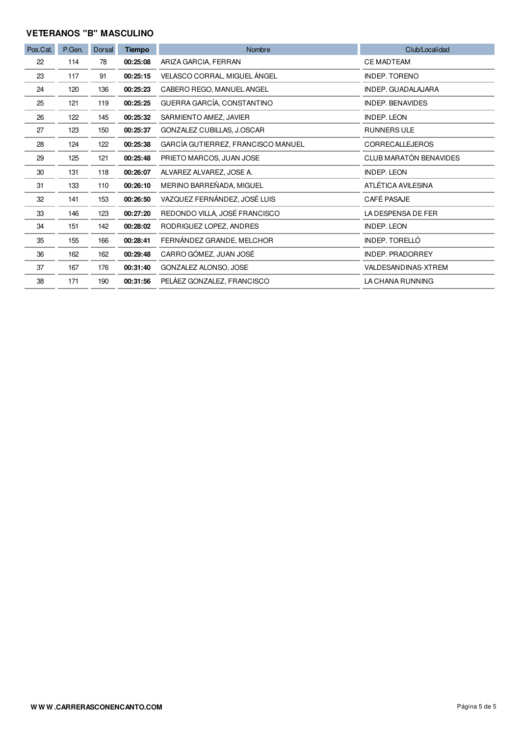### VETERANOS "B" MASCULINO

| Pos.Cat. | P.Gen. | Dorsal | **Tiempo** | Nombre | Club/Localidad |
|---|---|---|---|---|---|
| 22 | 114 | 78 | **00:25:08** | ARIZA GARCIA, FERRAN | CE MADTEAM |
| 23 | 117 | 91 | **00:25:15** | VELASCO CORRAL, MIGUEL ÁNGEL | INDEP. TORENO |
| 24 | 120 | 136 | **00:25:23** | CABERO REGO, MANUEL ANGEL | INDEP. GUADALAJARA |
| 25 | 121 | 119 | **00:25:25** | GUERRA GARCÍA, CONSTANTINO | INDEP. BENAVIDES |
| 26 | 122 | 145 | **00:25:32** | SARMIENTO AMEZ, JAVIER | INDEP. LEON |
| 27 | 123 | 150 | **00:25:37** | GONZALEZ CUBILLAS, J.OSCAR | RUNNERS ULE |
| 28 | 124 | 122 | **00:25:38** | GARCÍA GUTIERREZ, FRANCISCO MANUEL | CORRECALLEJEROS |
| 29 | 125 | 121 | **00:25:48** | PRIETO MARCOS, JUAN JOSE | CLUB MARATÓN BENAVIDES |
| 30 | 131 | 118 | **00:26:07** | ALVAREZ ALVAREZ, JOSE A. | INDEP. LEON |
| 31 | 133 | 110 | **00:26:10** | MERINO BARREÑADA, MIGUEL | ATLÉTICA AVILESINA |
| 32 | 141 | 153 | **00:26:50** | VAZQUEZ FERNÁNDEZ, JOSÉ LUIS | CAFÉ PASAJE |
| 33 | 146 | 123 | **00:27:20** | REDONDO VILLA, JOSÉ FRANCISCO | LA DESPENSA DE FER |
| 34 | 151 | 142 | **00:28:02** | RODRIGUEZ LOPEZ, ANDRES | INDEP. LEON |
| 35 | 155 | 166 | **00:28:41** | FERNÁNDEZ GRANDE, MELCHOR | INDEP. TORELLÓ |
| 36 | 162 | 162 | **00:29:48** | CARRO GÓMEZ, JUAN JOSÉ | INDEP. PRADORREY |
| 37 | 167 | 176 | **00:31:40** | GONZALEZ ALONSO, JOSE | VALDESANDINAS-XTREM |
| 38 | 171 | 190 | **00:31:56** | PELÁEZ GONZALEZ, FRANCISCO | LA CHANA RUNNING |